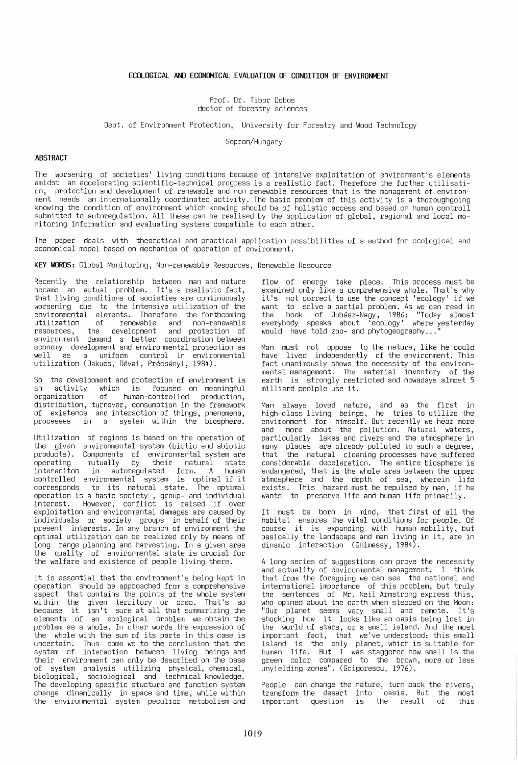# ECOLOGICAL AND ECONOMICAL EVALUATION OF CONDITION OF ENVIRONMENT

Prof. Dr. Tibor Dobos
doctor of forestry sciences

Dept. of Environment Protection, University for Forestry and Wood Technology

Sopron/Hungary

## ABSTRACT

The worsening of societies' living conditions because of intensive exploitation of environment's elements amidst an accelerating scientific-technical progress is a realistic fact. Therefore the further utilisation, protection and development of renewable and non renewable resources that is the management of environment needs an internationally coordinated activity. The basic problem of this activity is a thoroughgoing knowing the condition of environment which knowing should be of holistic access and based on human controll submitted to autoregulation. All these can be realised by the application of global, regional and local monitoring information and evaluating systems compatible to each other.

The paper deals with theoretical and practical application possibilities of a method for ecological and economical model based on mechanism of operation of environment.

**KEY WORDS:** Global Monitoring, Non-renewable Resources, Renewable Resource

Recently the relationship between man and nature became an actual problem. It's a realistic fact, that living conditions of societies are continuously worsening due to the intensive utilization of the environmental elements. Therefore the forthcoming utilization of renewable and non-renewable resources, the development and protection of environment demand a better coordination between economy development and environmental protection as well as a uniform control in environmental utilization (Jakucs, Dévai, Précsényi, 1984).

So the develpoment and protection of environment is an activity which is focused on meaningful organization of human-controlled production, distribution, turnover, consumption in the framework of existence and interaction of things, phenomena, processes in a system within the biosphere.

Utilization of regions is based on the operation of the given environmental system (biotic and abiotic products). Components of environmental system are operating mutually by their natural state interaciton in autoregulated form. A human controlled environmental system is optimal if it corresponds to its natural state. The optimal operation is a basic society-, group- and individual interest. However, conflict is raised if over exploitation and environmental damages are caused by individuals or society groups in behalf of their present interests. In any branch of environment the optimal utilization can be realized only by means of long range planning and harvesting. In a given area the quality of environmental state is crucial for the welfare and existence of people living there.

It is essential that the environment's being kept in operation should be approached from a comprehensive aspect that contains the points of the whole system within the given territory or area. That's so because it isn't sure at all that summarizing the elements of an ecological problem we obtain the problem as a whole. In other words the expression of the whole with the sum of its parts in this case is uncertain. Thus come we to the conclusion that the system of interaction between living beings and their environment can only be described on the base of system analysis utilizing physical, chemical, biological, sociological and technical knowledge. The developing specific stucture and function system change dinamically in space and time, while within the environmental system peculiar metabolism and flow of energy take place. This process must be examined only like a comprehensive whole. That's why it's not correct to use the concept 'ecology' if we want to solve a partial problem. As we can read in the book of Juhász-Nagy, 1986: "Today almost everybody speaks about 'ecology' where yesterday would have told zoo- and phytogeography..."

Man must not oppose to the nature, like he could have lived independently of the environment. This fact unanimously shows the necessity of the environmental management. The material inventory of the earth is strongly restricted and nowadays almost 5 milliard peolple use it.

Man always loved nature, and as the first in high-class living beings, he tries to utilize the environment for himself. But recently we hear more and more about the pollution. Natural waters, particularly lakes and rivers and the atmosphere in many places are already polluted to such a degree, that the natural cleaning processes have suffered considerable deceleration. The entire biosphere is endangered, that is the whole area between the upper atmosphere and the depth of sea, wherein life exists. This hazard must be repulsed by man, if he wants to preserve life and human life primarily.

It must be born in mind, that first of all the habitat ensures the vital conditions for people. Of course it is expanding with human mobility, but basically the landscape and man living in it, are in dynamic interaction (Ghimessy, 1984).

A long series of suggestions can prove the necessity and actuality of environmental management. I think that from the foregoing we can see the national and international importance of this problem, but truly the sentences of Mr. Neil Armstrong express this, who opined about the earth when stepped on the Moon: "Our planet seems very small and remote. It's shocking how it looks like an oasis being lost in the world of stars, or a small island. And the most important fact, that we've understood: this small island is the only planet, which is suitable for human life. But I was staggered how small is the green color compared to the brown, more or less unyielding zones". (Grigorescu, 1976).

People can change the nature, turn back the rivers, transform the desert into oasis. But the most important question is the result of this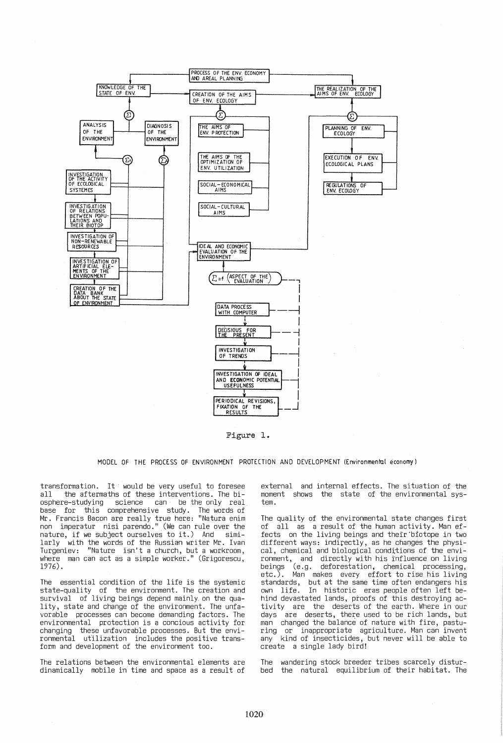Figure 1.

MODEL OF THE PROCESS OF ENVIRONMENT PROTECTION AND DEVELOPMENT (Environmental economy)

transformation. It would be very useful to foresee all the aftermaths of these interventions. The biosphere-studying science can be the only real base for this comprehensive study. The words of Mr. Francis Bacon are really true here: "Natura enim non imperatur nisi parendo." (We can rule over the nature, if we subject ourselves to it.) And similarly with the words of the Russian writer Mr. Ivan Turgeniev: "Nature isn't a church, but a workroom, where man can act as a simple worker." (Grigorescu, 1976).

The essential condition of the life is the systemic state-quality of the environment. The creation and survival of living beings depend mainly on the quality, state and change of the environment. The unfavorable processes can become demanding factors. The environmental protection is a concious activity for changing these unfavorable processes. But the environmental utilization includes the positive transform and development of the environment too.

The relations between the environmental elements are dinamically mobile in time and space as a result of external and internal effects. The situation of the moment shows the state of the environmental system.

The quality of the environmental state changes first of all as a result of the human activity. Man effects on the living beings and their biotope in two different ways: indirectly, as he changes the physical, chemical and biological conditions of the environment, and directly with his influence on living beings (e.g. deforestation, chemical processing, etc.). Man makes every effort to rise his living standards, but at the same time often endangers his own life. In historic eras people often left behind devastated lands, proofs of this destroying activity are the deserts of the earth. Where in our days are deserts, there used to be rich lands, but man changed the balance of nature with fire, pasturing or inappropriate agriculture. Man can invent any kind of insecticides, but never will be able to create a single lady bird!

The wandering stock breeder tribes scarcely disturbed the natural equilibrium of their habitat. The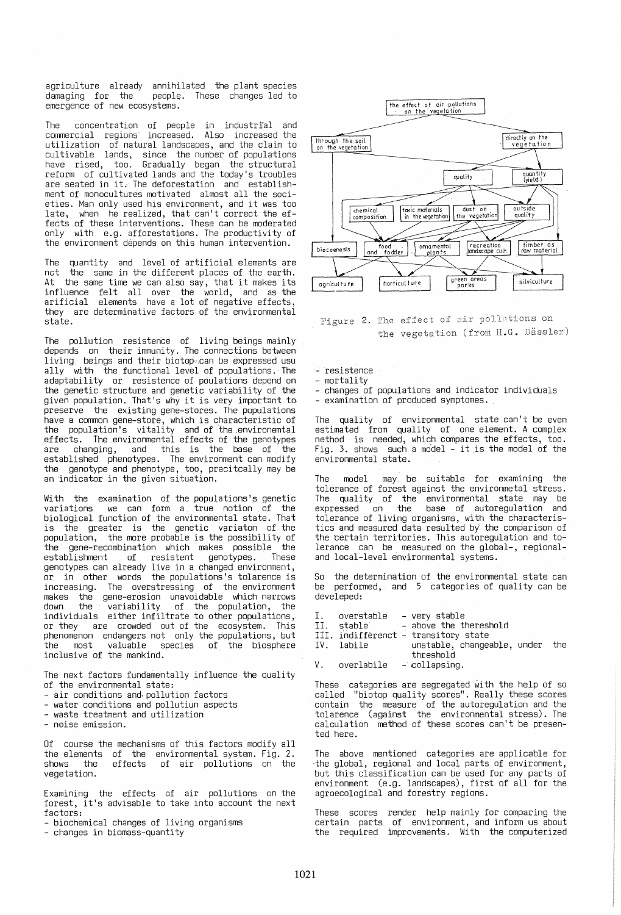agriculture already annihilated the plant species damaging for the people. These changes led to emergence of new ecosystems.

The concentration of people in industrial and commercial regions increased. Also increased the utilization of natural landscapes, and the claim to cultivable lands, since the number of populations have rised, too. Gradually began the structural reform of cultivated lands and the today's troubles are seated in it. The deforestation and establishment of monocultures motivated almost all the societies. Man only used his environment, and it was too late, when he realized, that can't correct the effects of these interventions. These can be moderated only with e.g. afforestations. The productivity of the environment depends on this human intervention.

The quantity and level of artificial elements are not the same in the different places of the earth. At the same time we can also say, that it makes its influence felt all over the world, and as the arificial elements have a lot of negative effects, they are determinative factors of the environmental state.

The pollution resistence of living beings mainly depends on their immunity. The connections between living beings and their biotop can be expressed usually with the functional level of populations. The adaptability or resistence of poulations depend on the genetic structure and genetic variability of the given population. That's why it is very important to preserve the existing gene-stores. The populations have a common gene-store, which is characteristic of the population's vitality and of the environemtal effects. The environmental effects of the genotypes are changing, and this is the base of the established phenotypes. The environment can modify the genotype and phenotype, too, pracitcally may be an indicator in the given situation.

With the examination of the populations's genetic variations we can form a true notion of the biological function of the environmental state. That is the greater is the genetic variaton of the population, the more probable is the possibility of the gene-recombination which makes possible the establishment of resistent genotypes. These genotypes can already live in a changed environment, or in other words the populations's tolarence is increasing. The overstressing of the environment makes the gene-erosion unavoidable which narrows down the variability of the population, the individuals either infiltrate to other populations, or they are crowded out of the ecosystem. This phenomenon endangers not only the populations, but the most valuable species of the biosphere inclusive of the mankind.

The next factors fundamentally influence the quality of the environmental state:
- air conditions and pollution factors
- water conditions and polllutiun aspects
- waste treatment and utilization
- noise emission.

Of course the mechanisms of this factors modify all the elements of the environmental system. Fig. 2. shows the effects of air pollutions on the vegetation.

Examining the effects of air pollutions on the forest, it's advisable to take into account the next factors:
- biochemical changes of living organisms
- changes in biomass-quantity

Figure 2. The effect of air pollutions on the vegetation (from H.G. Dässler)

- resistence
- mortality
- changes of populations and indicator individuals
- examination of produced symptomes.

The quality of environmental state can't be even estimated from quality of one element. A complex method is needed, which compares the effects, too. Fig. 3. shows such a model - it is the model of the environmental state.

The model may be suitable for examining the tolerance of forest against the environmetal stress. The quality of the environmental state may be expressed on the base of autoregulation and tolerance of living organisms, with the characteristics and measured data resulted by the comparison of the certain territories. This autoregulation and tolerance can be measured on the global-, regional- and local-level environmental systems.

So the determination of the environmental state can be performed, and 5 categories of quality can be develeped:

I. overstable - very stable
II. stable - above the thereshold
III. indifferenct - transitory state
IV. labile unstable, changeable, under the threshold
V. overlabile - collapsing.

These categories are segregated with the help of so called "biotop quality scores". Really these scores contain the measure of the autoregulation and the tolarence (against the environmental stress). The calculation method of these scores can't be presented here.

The above mentioned categories are applicable for the global, regional and local parts of environment, but this classification can be used for any parts of environment (e.g. landscapes), first of all for the agroecological and forestry regions.

These scores render help mainly for comparing the certain parts of environment, and inform us about the required improvements. With the computerized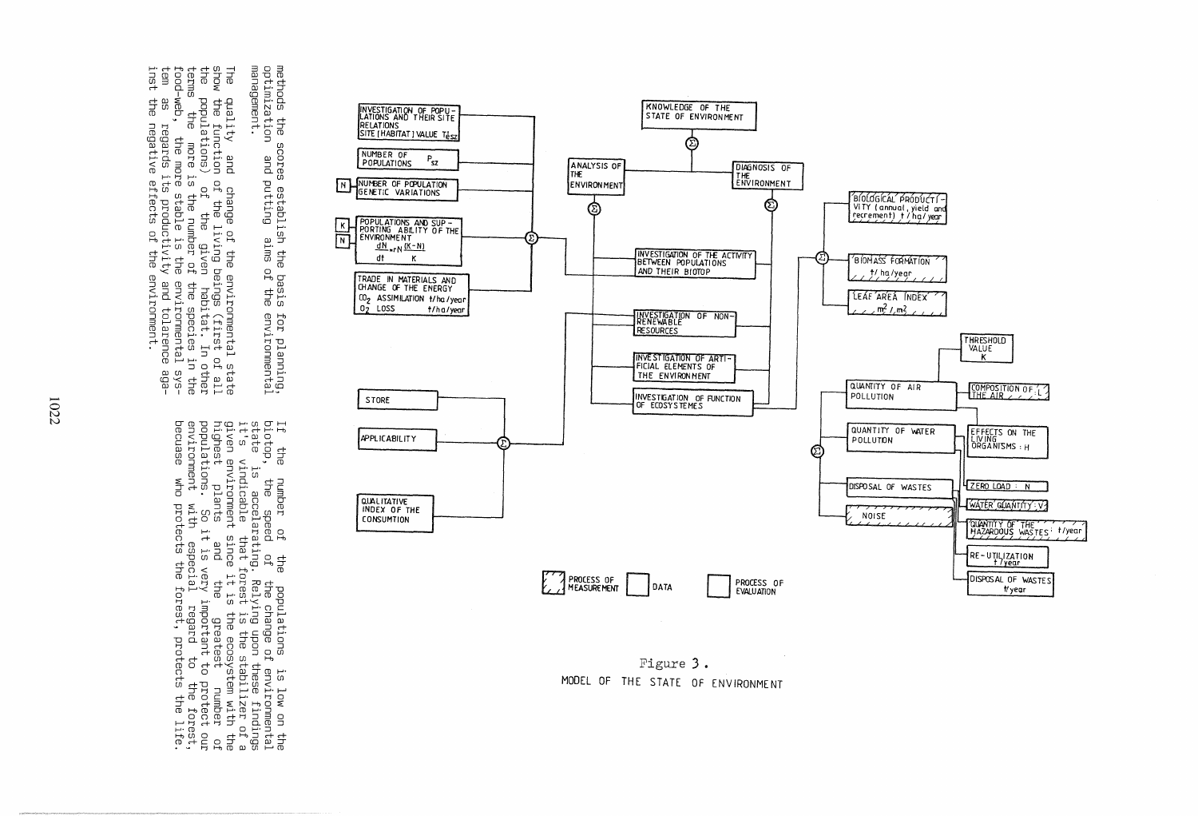methods the scores establish the basis for planning, optimization and putting aims of the environmental management.

The quality and change of the environmental state show the function of the living beings (first of all the populations) of the given habitat. In other terms the more is the number of the species in the food-web, the more stable is the environmental system as regards its productivity and tolarence against the negative effects of the environment.

If the number of the populations is low on the biotop, the speed of the change of environmental state is accelarating. Relying upon these findings it's vindicable that forest is the stabilizer of a given environment since it is the ecosystem with the highest plants and the greatest number of populations. So it is very important to protect our environment with especial regard to the forest, becuase who protects the forest, protects the life.

Figure 3.
MODEL OF THE STATE OF ENVIRONMENT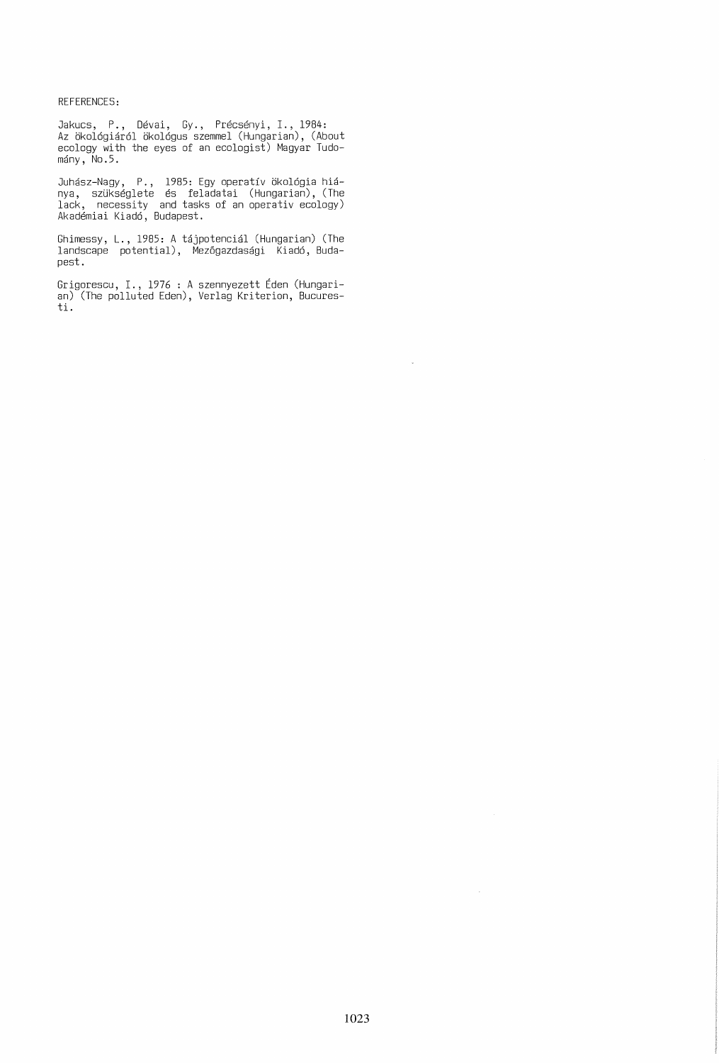REFERENCES:

Jakucs, P., Dévai, Gy., Précsényi, I., 1984: Az ökológiáról ökológus szemmel (Hungarian), (About ecology with the eyes of an ecologist) Magyar Tudomány, No.5.

Juhász-Nagy, P., 1985: Egy operatív ökológia hiánya, szükséglete és feladatai (Hungarian), (The lack, necessity and tasks of an operativ ecology) Akadémiai Kiadó, Budapest.

Ghimessy, L., 1985: A tájpotenciál (Hungarian) (The landscape potential), Mezőgazdasági Kiadó, Budapest.

Grigorescu, I., 1976 : A szennyezett Éden (Hungarian) (The polluted Eden), Verlag Kriterion, Bucuresti.